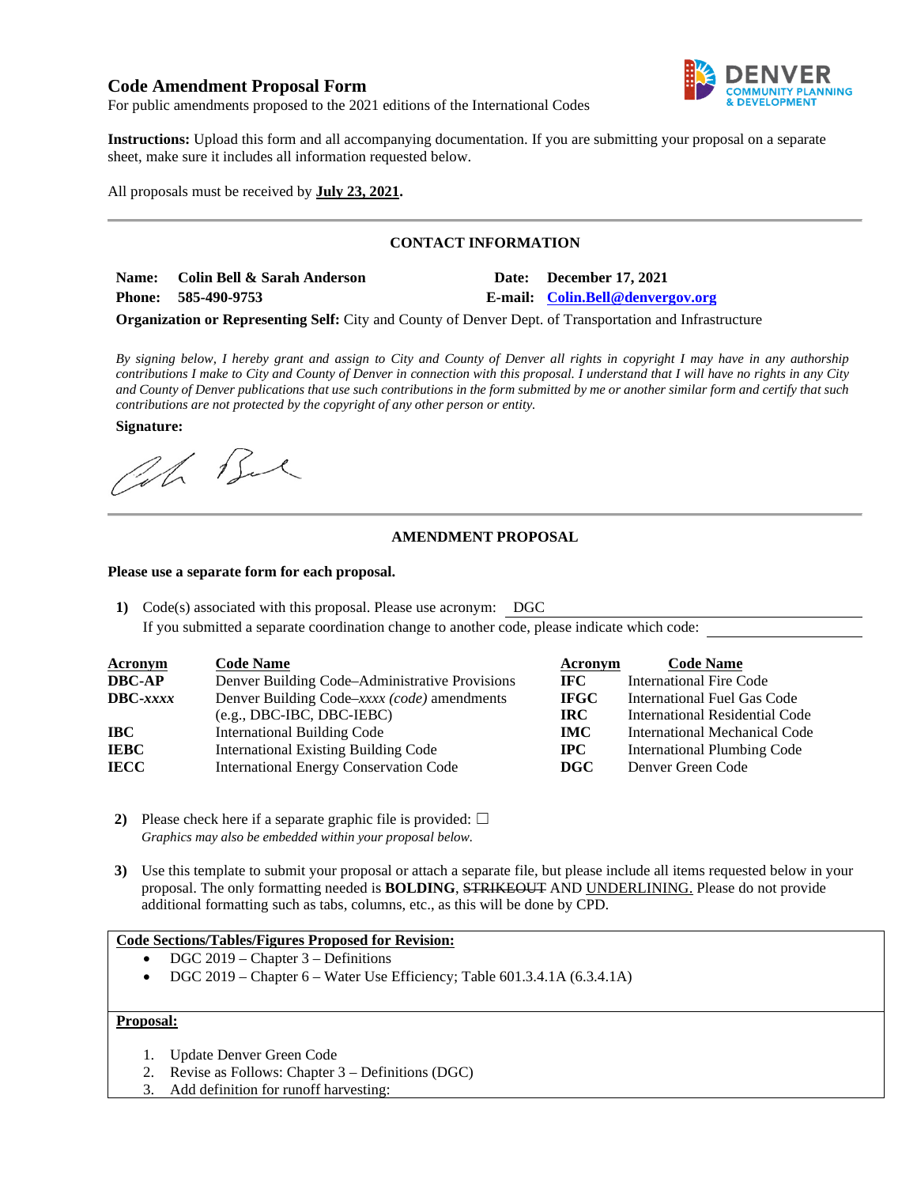# Code Amendment Proposal Form

For public amendments proposed to the 2021 editions of the International Codes

**Instructions:** Upload this form and all accompanying documentation. If you are submitting your proposal on a separate sheet, make sure it includes all information requested below.

All proposals must be received by **July 23, 2021.**

## CONTACT INFORMATION

**Name:** **Colin Bell & Sarah Anderson** **Date:** **December 17, 2021**

**Phone:** **585-490-9753** **E-mail:** **Colin.Bell@denvergov.org**

**Organization or Representing Self:** City and County of Denver Dept. of Transportation and Infrastructure

*By signing below, I hereby grant and assign to City and County of Denver all rights in copyright I may have in any authorship contributions I make to City and County of Denver in connection with this proposal. I understand that I will have no rights in any City and County of Denver publications that use such contributions in the form submitted by me or another similar form and certify that such contributions are not protected by the copyright of any other person or entity.*

**Signature:**

## AMENDMENT PROPOSAL

**Please use a separate form for each proposal.**

1) Code(s) associated with this proposal. Please use acronym: DGC
   If you submitted a separate coordination change to another code, please indicate which code:

| Acronym | Code Name | Acronym | Code Name |
|---|---|---|---|
| **DBC-AP** | Denver Building Code–Administrative Provisions | **IFC** | International Fire Code |
| **DBC-*xxxx*** | Denver Building Code–*xxxx (code)* amendments (e.g., DBC-IBC, DBC-IEBC) | **IFGC** | International Fuel Gas Code |
| **IBC** | International Building Code | **IRC** | International Residential Code |
| **IEBC** | International Existing Building Code | **IMC** | International Mechanical Code |
| **IECC** | International Energy Conservation Code | **IPC** | International Plumbing Code |
| | | **DGC** | Denver Green Code |

2) Please check here if a separate graphic file is provided: ☐
   *Graphics may also be embedded within your proposal below.*

3) Use this template to submit your proposal or attach a separate file, but please include all items requested below in your proposal. The only formatting needed is **BOLDING**, ~~STRIKEOUT~~ AND <u>UNDERLINING.</u> Please do not provide additional formatting such as tabs, columns, etc., as this will be done by CPD.

**Code Sections/Tables/Figures Proposed for Revision:**

- DGC 2019 – Chapter 3 – Definitions
- DGC 2019 – Chapter 6 – Water Use Efficiency; Table 601.3.4.1A (6.3.4.1A)

**Proposal:**

1. Update Denver Green Code
2. Revise as Follows: Chapter 3 – Definitions (DGC)
3. Add definition for runoff harvesting: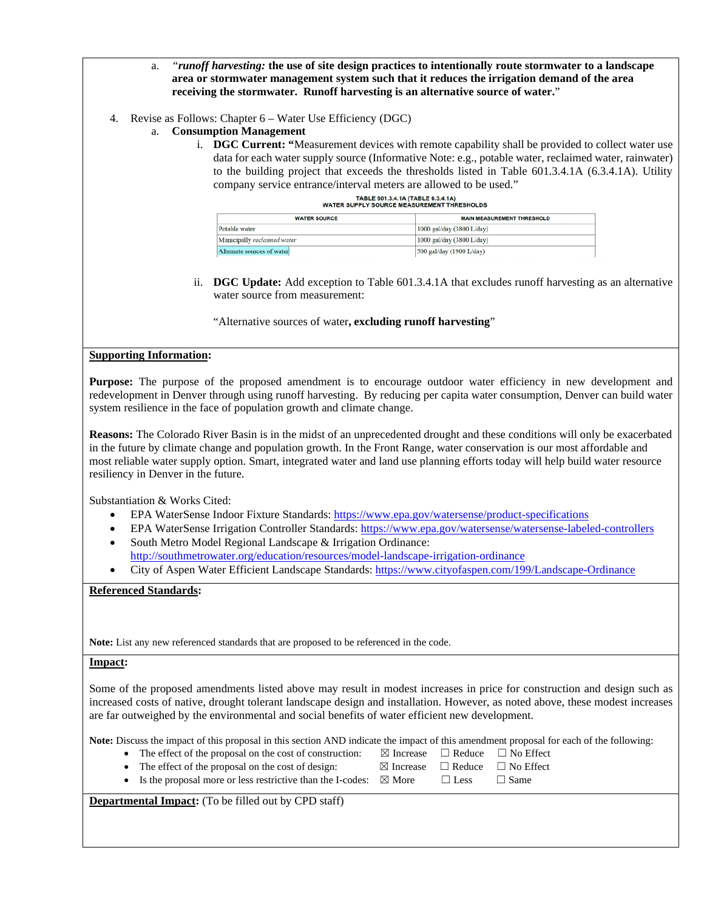a. *"runoff harvesting:* **the use of site design practices to intentionally route stormwater to a landscape area or stormwater management system such that it reduces the irrigation demand of the area receiving the stormwater. Runoff harvesting is an alternative source of water."**

4. Revise as Follows: Chapter 6 – Water Use Efficiency (DGC)
   a. **Consumption Management**
      i. **DGC Current: "**Measurement devices with remote capability shall be provided to collect water use data for each water supply source (Informative Note: e.g., potable water, reclaimed water, rainwater) to the building project that exceeds the thresholds listed in Table 601.3.4.1A (6.3.4.1A). Utility company service entrance/interval meters are allowed to be used."

**TABLE 601.3.4.1A (TABLE 6.3.4.1A)**
**WATER SUPPLY SOURCE MEASUREMENT THRESHOLDS**

| WATER SOURCE | MAIN MEASUREMENT THRESHOLD |
|---|---|
| Potable water | 1000 gal/day (3800 L/day) |
| Municipally *reclaimed water* | 1000 gal/day (3800 L/day) |
| Alternate sources of water | 500 gal/day (1900 L/day) |

      ii. **DGC Update:** Add exception to Table 601.3.4.1A that excludes runoff harvesting as an alternative water source from measurement:

      "Alternative sources of water**, excluding runoff harvesting**"

**Supporting Information:**

**Purpose:** The purpose of the proposed amendment is to encourage outdoor water efficiency in new development and redevelopment in Denver through using runoff harvesting. By reducing per capita water consumption, Denver can build water system resilience in the face of population growth and climate change.

**Reasons:** The Colorado River Basin is in the midst of an unprecedented drought and these conditions will only be exacerbated in the future by climate change and population growth. In the Front Range, water conservation is our most affordable and most reliable water supply option. Smart, integrated water and land use planning efforts today will help build water resource resiliency in Denver in the future.

Substantiation & Works Cited:

- EPA WaterSense Indoor Fixture Standards: https://www.epa.gov/watersense/product-specifications
- EPA WaterSense Irrigation Controller Standards: https://www.epa.gov/watersense/watersense-labeled-controllers
- South Metro Model Regional Landscape & Irrigation Ordinance: http://southmetrowater.org/education/resources/model-landscape-irrigation-ordinance
- City of Aspen Water Efficient Landscape Standards: https://www.cityofaspen.com/199/Landscape-Ordinance

**Referenced Standards:**

**Note:** List any new referenced standards that are proposed to be referenced in the code.

**Impact:**

Some of the proposed amendments listed above may result in modest increases in price for construction and design such as increased costs of native, drought tolerant landscape design and installation. However, as noted above, these modest increases are far outweighed by the environmental and social benefits of water efficient new development.

**Note:** Discuss the impact of this proposal in this section AND indicate the impact of this amendment proposal for each of the following:

- The effect of the proposal on the cost of construction: ☒ Increase ☐ Reduce ☐ No Effect
- The effect of the proposal on the cost of design: ☒ Increase ☐ Reduce ☐ No Effect
- Is the proposal more or less restrictive than the I-codes: ☒ More ☐ Less ☐ Same

**Departmental Impact:** (To be filled out by CPD staff)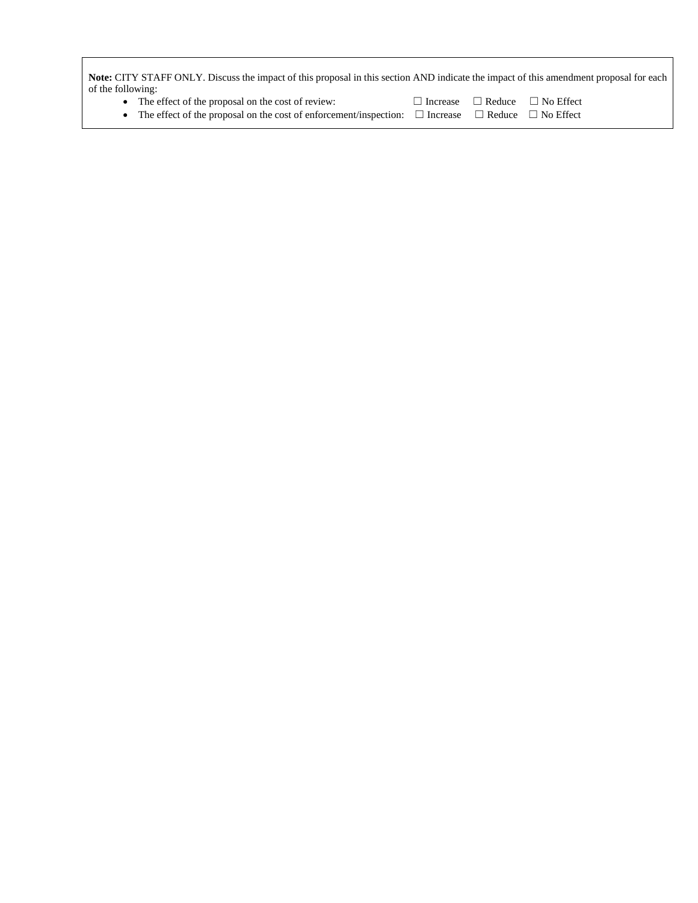**Note:** CITY STAFF ONLY. Discuss the impact of this proposal in this section AND indicate the impact of this amendment proposal for each of the following:

- The effect of the proposal on the cost of review: ☐ Increase ☐ Reduce ☐ No Effect
- The effect of the proposal on the cost of enforcement/inspection: ☐ Increase ☐ Reduce ☐ No Effect